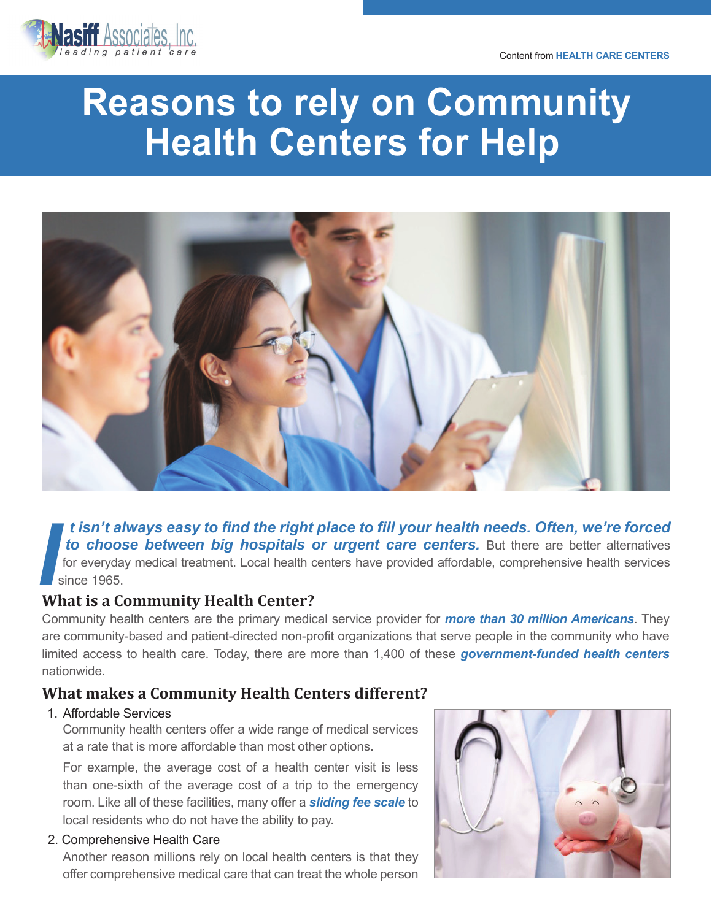Content from **HEALTH CARE CENTERS**

# Reasons to rely on Community Health Centers for Help

***It isn't always easy to find the right place to fill your health needs. Often, we're forced to choose between big hospitals or urgent care centers.*** But there are better alternatives for everyday medical treatment. Local health centers have provided affordable, comprehensive health services since 1965.

## What is a Community Health Center?

Community health centers are the primary medical service provider for ***more than 30 million Americans***. They are community-based and patient-directed non-profit organizations that serve people in the community who have limited access to health care. Today, there are more than 1,400 of these ***government-funded health centers*** nationwide.

## What makes a Community Health Centers different?

1. Affordable Services

   Community health centers offer a wide range of medical services at a rate that is more affordable than most other options.

   For example, the average cost of a health center visit is less than one-sixth of the average cost of a trip to the emergency room. Like all of these facilities, many offer a ***sliding fee scale*** to local residents who do not have the ability to pay.

2. Comprehensive Health Care

   Another reason millions rely on local health centers is that they offer comprehensive medical care that can treat the whole person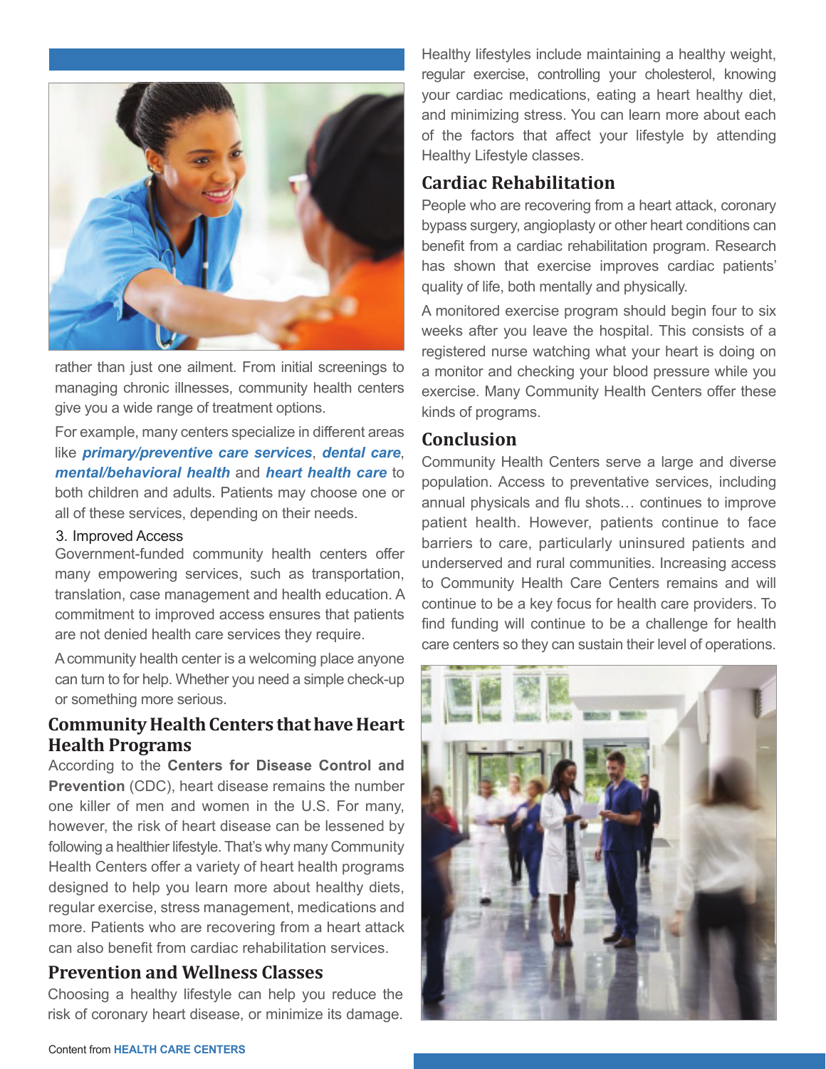rather than just one ailment. From initial screenings to managing chronic illnesses, community health centers give you a wide range of treatment options.

For example, many centers specialize in different areas like ***primary/preventive care services***, ***dental care***, ***mental/behavioral health*** and ***heart health care*** to both children and adults. Patients may choose one or all of these services, depending on their needs.

3. Improved Access

Government-funded community health centers offer many empowering services, such as transportation, translation, case management and health education. A commitment to improved access ensures that patients are not denied health care services they require.

A community health center is a welcoming place anyone can turn to for help. Whether you need a simple check-up or something more serious.

## Community Health Centers that have Heart Health Programs

According to the **Centers for Disease Control and Prevention** (CDC), heart disease remains the number one killer of men and women in the U.S. For many, however, the risk of heart disease can be lessened by following a healthier lifestyle. That's why many Community Health Centers offer a variety of heart health programs designed to help you learn more about healthy diets, regular exercise, stress management, medications and more. Patients who are recovering from a heart attack can also benefit from cardiac rehabilitation services.

## Prevention and Wellness Classes

Choosing a healthy lifestyle can help you reduce the risk of coronary heart disease, or minimize its damage. Healthy lifestyles include maintaining a healthy weight, regular exercise, controlling your cholesterol, knowing your cardiac medications, eating a heart healthy diet, and minimizing stress. You can learn more about each of the factors that affect your lifestyle by attending Healthy Lifestyle classes.

## Cardiac Rehabilitation

People who are recovering from a heart attack, coronary bypass surgery, angioplasty or other heart conditions can benefit from a cardiac rehabilitation program. Research has shown that exercise improves cardiac patients' quality of life, both mentally and physically.

A monitored exercise program should begin four to six weeks after you leave the hospital. This consists of a registered nurse watching what your heart is doing on a monitor and checking your blood pressure while you exercise. Many Community Health Centers offer these kinds of programs.

## Conclusion

Community Health Centers serve a large and diverse population. Access to preventative services, including annual physicals and flu shots… continues to improve patient health. However, patients continue to face barriers to care, particularly uninsured patients and underserved and rural communities. Increasing access to Community Health Care Centers remains and will continue to be a key focus for health care providers. To find funding will continue to be a challenge for health care centers so they can sustain their level of operations.

Content from **HEALTH CARE CENTERS**